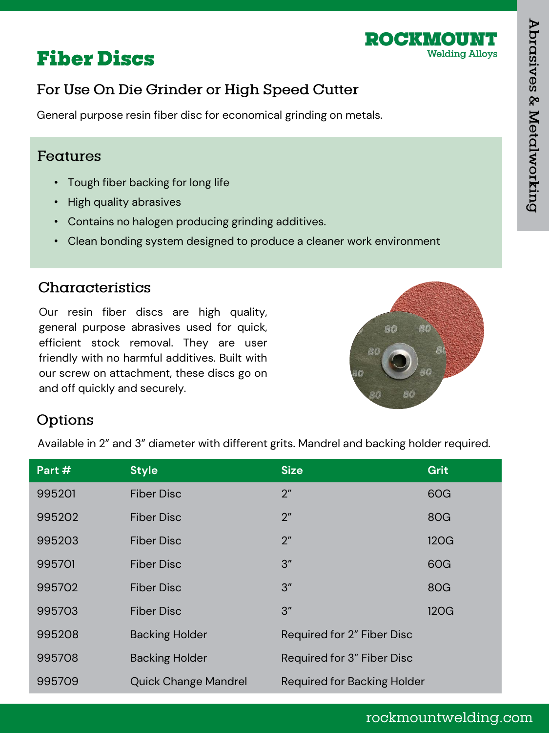# Fiber Discs

ROCKMOUNT
Welding Alloys

Abrasives & Metalworking

## For Use On Die Grinder or High Speed Cutter

General purpose resin fiber disc for economical grinding on metals.

## Features

- Tough fiber backing for long life
- High quality abrasives
- Contains no halogen producing grinding additives.
- Clean bonding system designed to produce a cleaner work environment

## Characteristics

Our resin fiber discs are high quality, general purpose abrasives used for quick, efficient stock removal. They are user friendly with no harmful additives. Built with our screw on attachment, these discs go on and off quickly and securely.

## Options

Available in 2" and 3" diameter with different grits. Mandrel and backing holder required.

| Part # | Style | Size | Grit |
|---|---|---|---|
| 995201 | Fiber Disc | 2" | 60G |
| 995202 | Fiber Disc | 2" | 80G |
| 995203 | Fiber Disc | 2" | 120G |
| 995701 | Fiber Disc | 3" | 60G |
| 995702 | Fiber Disc | 3" | 80G |
| 995703 | Fiber Disc | 3" | 120G |
| 995208 | Backing Holder | Required for 2" Fiber Disc | |
| 995708 | Backing Holder | Required for 3" Fiber Disc | |
| 995709 | Quick Change Mandrel | Required for Backing Holder | |

rockmountwelding.com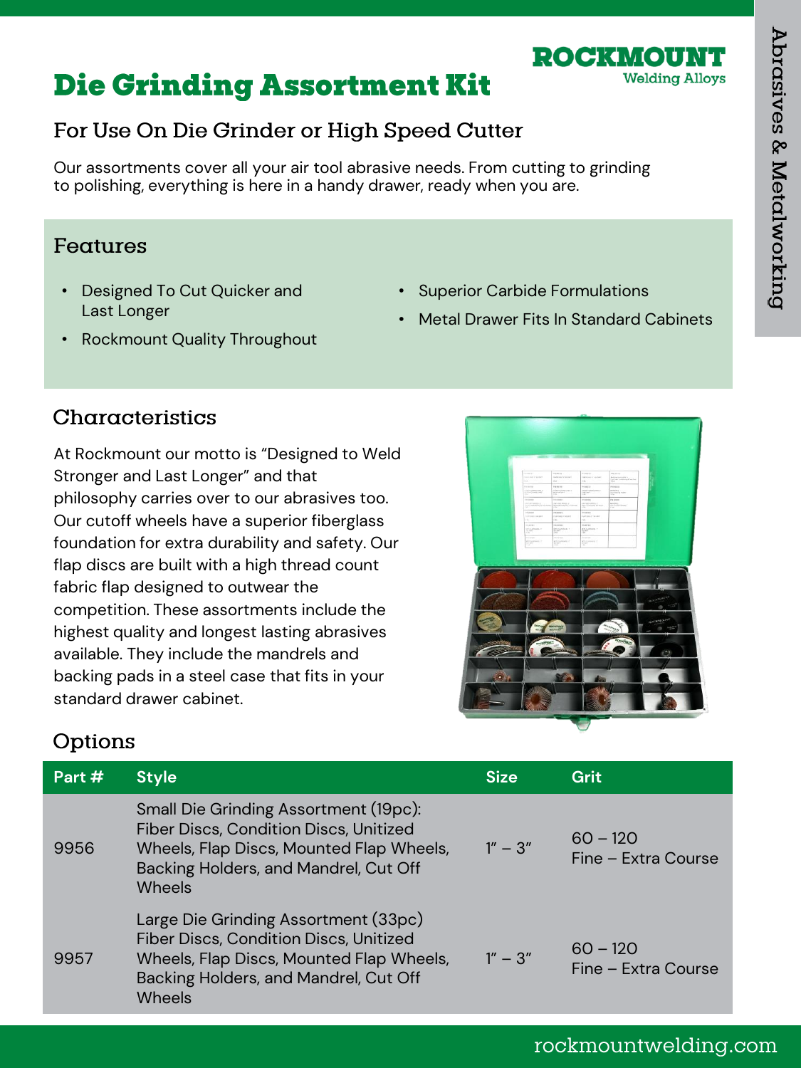# Die Grinding Assortment Kit

ROCKMOUNT
Welding Alloys

Abrasives & Metalworking

## For Use On Die Grinder or High Speed Cutter

Our assortments cover all your air tool abrasive needs. From cutting to grinding to polishing, everything is here in a handy drawer, ready when you are.

## Features

- Designed To Cut Quicker and Last Longer
- Rockmount Quality Throughout
- Superior Carbide Formulations
- Metal Drawer Fits In Standard Cabinets

## Characteristics

At Rockmount our motto is "Designed to Weld Stronger and Last Longer" and that philosophy carries over to our abrasives too. Our cutoff wheels have a superior fiberglass foundation for extra durability and safety. Our flap discs are built with a high thread count fabric flap designed to outwear the competition. These assortments include the highest quality and longest lasting abrasives available. They include the mandrels and backing pads in a steel case that fits in your standard drawer cabinet.

## Options

| Part # | Style | Size | Grit |
|---|---|---|---|
| 9956 | Small Die Grinding Assortment (19pc): Fiber Discs, Condition Discs, Unitized Wheels, Flap Discs, Mounted Flap Wheels, Backing Holders, and Mandrel, Cut Off Wheels | 1" – 3" | 60 – 120<br>Fine – Extra Course |
| 9957 | Large Die Grinding Assortment (33pc) Fiber Discs, Condition Discs, Unitized Wheels, Flap Discs, Mounted Flap Wheels, Backing Holders, and Mandrel, Cut Off Wheels | 1" – 3" | 60 – 120<br>Fine – Extra Course |

rockmountwelding.com